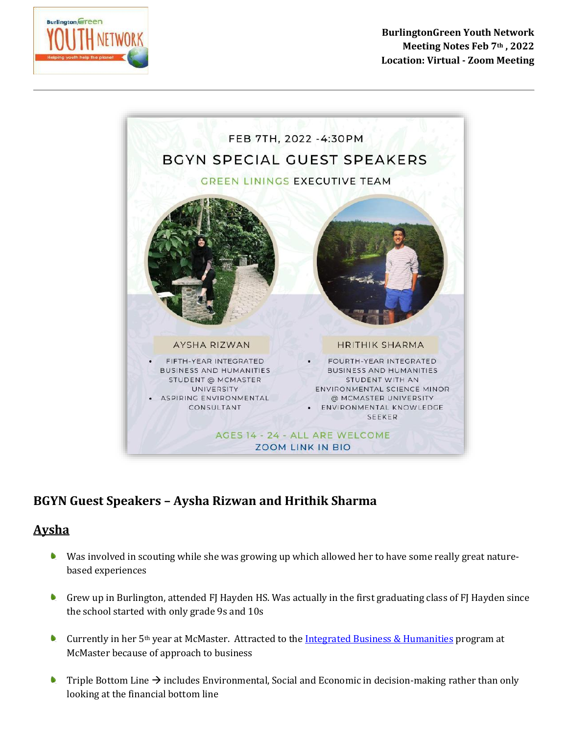BurlingtonGreen Youth Network
Meeting Notes Feb 7th, 2022
Location: Virtual - Zoom Meeting

FEB 7TH, 2022 - 4:30PM

BGYN SPECIAL GUEST SPEAKERS

GREEN LININGS EXECUTIVE TEAM

AYSHA RIZWAN

- FIFTH-YEAR INTEGRATED BUSINESS AND HUMANITIES STUDENT @ MCMASTER UNIVERSITY
- ASPIRING ENVIRONMENTAL CONSULTANT

HRITHIK SHARMA

- FOURTH-YEAR INTEGRATED BUSINESS AND HUMANITIES STUDENT WITH AN ENVIRONMENTAL SCIENCE MINOR @ MCMASTER UNIVERSITY
- ENVIRONMENTAL KNOWLEDGE SEEKER

AGES 14 - 24 - ALL ARE WELCOME

ZOOM LINK IN BIO

## BGYN Guest Speakers – Aysha Rizwan and Hrithik Sharma

### Aysha

- Was involved in scouting while she was growing up which allowed her to have some really great nature-based experiences
- Grew up in Burlington, attended FJ Hayden HS. Was actually in the first graduating class of FJ Hayden since the school started with only grade 9s and 10s
- Currently in her 5th year at McMaster. Attracted to the Integrated Business & Humanities program at McMaster because of approach to business
- Triple Bottom Line → includes Environmental, Social and Economic in decision-making rather than only looking at the financial bottom line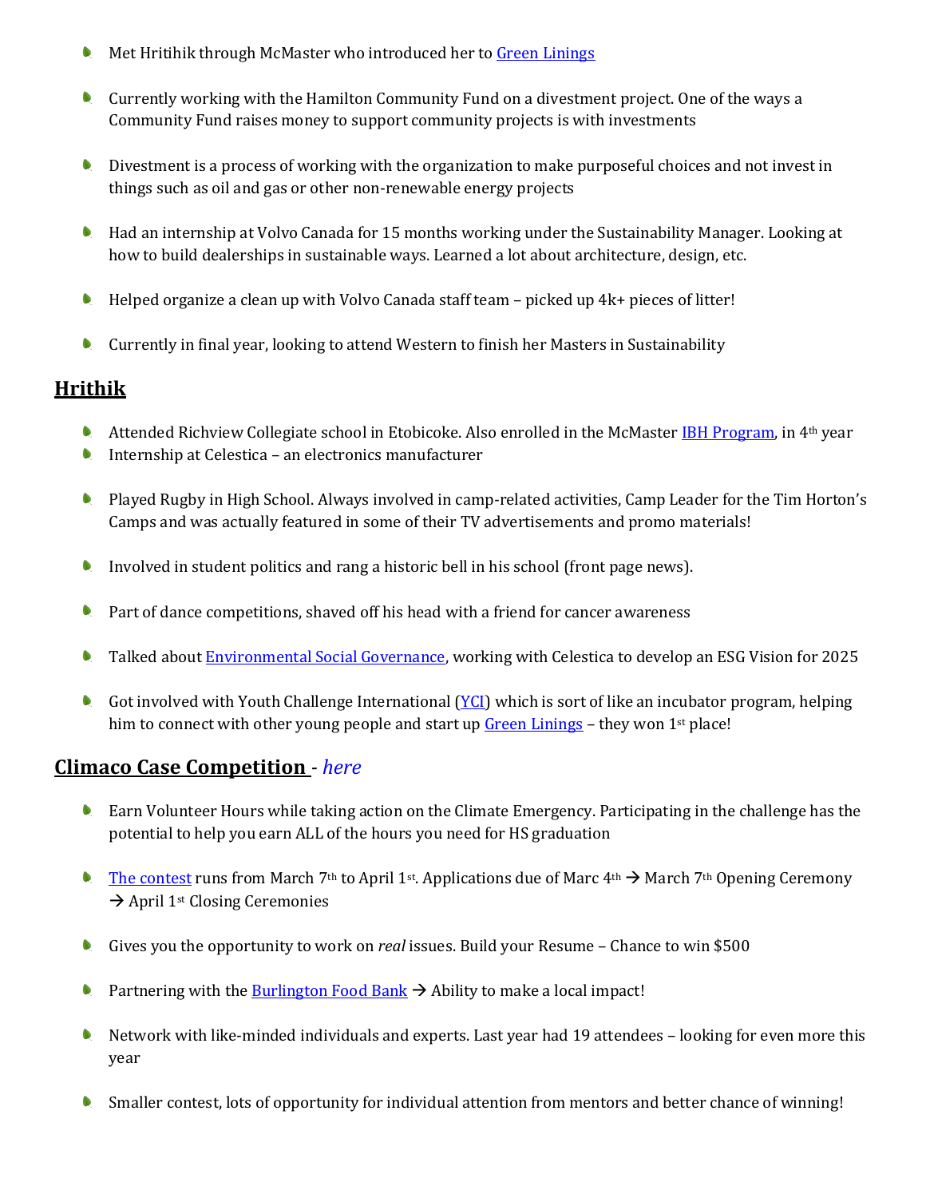- Met Hritihik through McMaster who introduced her to Green Linings

- Currently working with the Hamilton Community Fund on a divestment project. One of the ways a Community Fund raises money to support community projects is with investments

- Divestment is a process of working with the organization to make purposeful choices and not invest in things such as oil and gas or other non-renewable energy projects

- Had an internship at Volvo Canada for 15 months working under the Sustainability Manager. Looking at how to build dealerships in sustainable ways. Learned a lot about architecture, design, etc.

- Helped organize a clean up with Volvo Canada staff team – picked up 4k+ pieces of litter!

- Currently in final year, looking to attend Western to finish her Masters in Sustainability

## Hrithik

- Attended Richview Collegiate school in Etobicoke. Also enrolled in the McMaster IBH Program, in 4th year
- Internship at Celestica – an electronics manufacturer

- Played Rugby in High School. Always involved in camp-related activities, Camp Leader for the Tim Horton's Camps and was actually featured in some of their TV advertisements and promo materials!

- Involved in student politics and rang a historic bell in his school (front page news).

- Part of dance competitions, shaved off his head with a friend for cancer awareness

- Talked about Environmental Social Governance, working with Celestica to develop an ESG Vision for 2025

- Got involved with Youth Challenge International (YCI) which is sort of like an incubator program, helping him to connect with other young people and start up Green Linings – they won 1st place!

## Climaco Case Competition - *here*

- Earn Volunteer Hours while taking action on the Climate Emergency. Participating in the challenge has the potential to help you earn ALL of the hours you need for HS graduation

- The contest runs from March 7th to April 1st. Applications due of Marc 4th → March 7th Opening Ceremony → April 1st Closing Ceremonies

- Gives you the opportunity to work on *real* issues. Build your Resume – Chance to win $500

- Partnering with the Burlington Food Bank → Ability to make a local impact!

- Network with like-minded individuals and experts. Last year had 19 attendees – looking for even more this year

- Smaller contest, lots of opportunity for individual attention from mentors and better chance of winning!